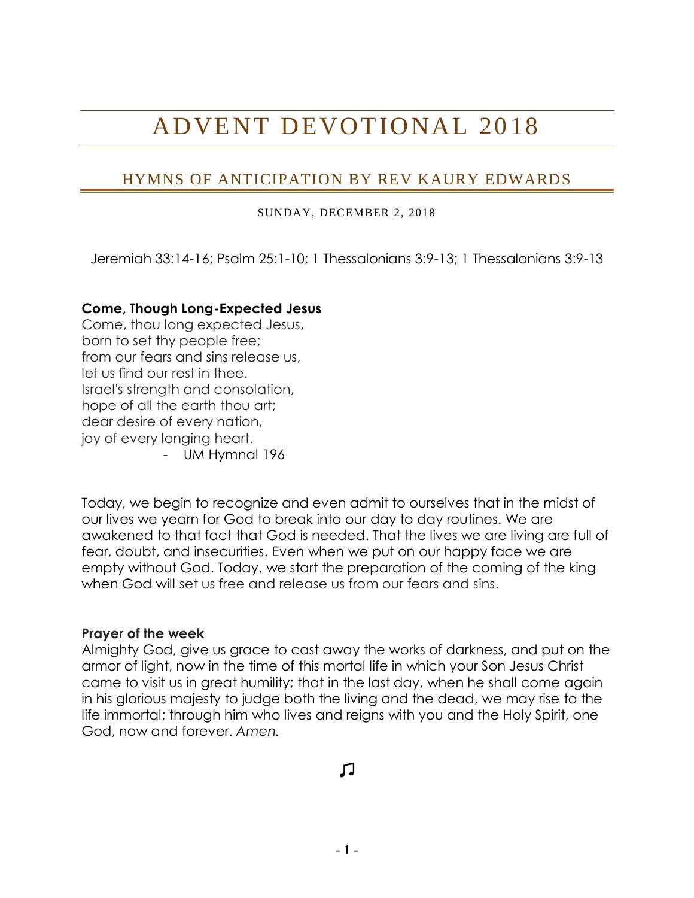# ADVENT DEVOTIONAL 2018

## HYMNS OF ANTICIPATION BY REV KAURY EDWARDS

SUNDAY, DECEMBER 2, 2018

Jeremiah 33:14-16; Psalm 25:1-10; 1 Thessalonians 3:9-13; 1 Thessalonians 3:9-13

**Come, Though Long-Expected Jesus**

Come, thou long expected Jesus,
born to set thy people free;
from our fears and sins release us,
let us find our rest in thee.
Israel's strength and consolation,
hope of all the earth thou art;
dear desire of every nation,
joy of every longing heart.

- UM Hymnal 196

Today, we begin to recognize and even admit to ourselves that in the midst of our lives we yearn for God to break into our day to day routines. We are awakened to that fact that God is needed. That the lives we are living are full of fear, doubt, and insecurities. Even when we put on our happy face we are empty without God. Today, we start the preparation of the coming of the king when God will set us free and release us from our fears and sins.

**Prayer of the week**

Almighty God, give us grace to cast away the works of darkness, and put on the armor of light, now in the time of this mortal life in which your Son Jesus Christ came to visit us in great humility; that in the last day, when he shall come again in his glorious majesty to judge both the living and the dead, we may rise to the life immortal; through him who lives and reigns with you and the Holy Spirit, one God, now and forever. *Amen.*

♫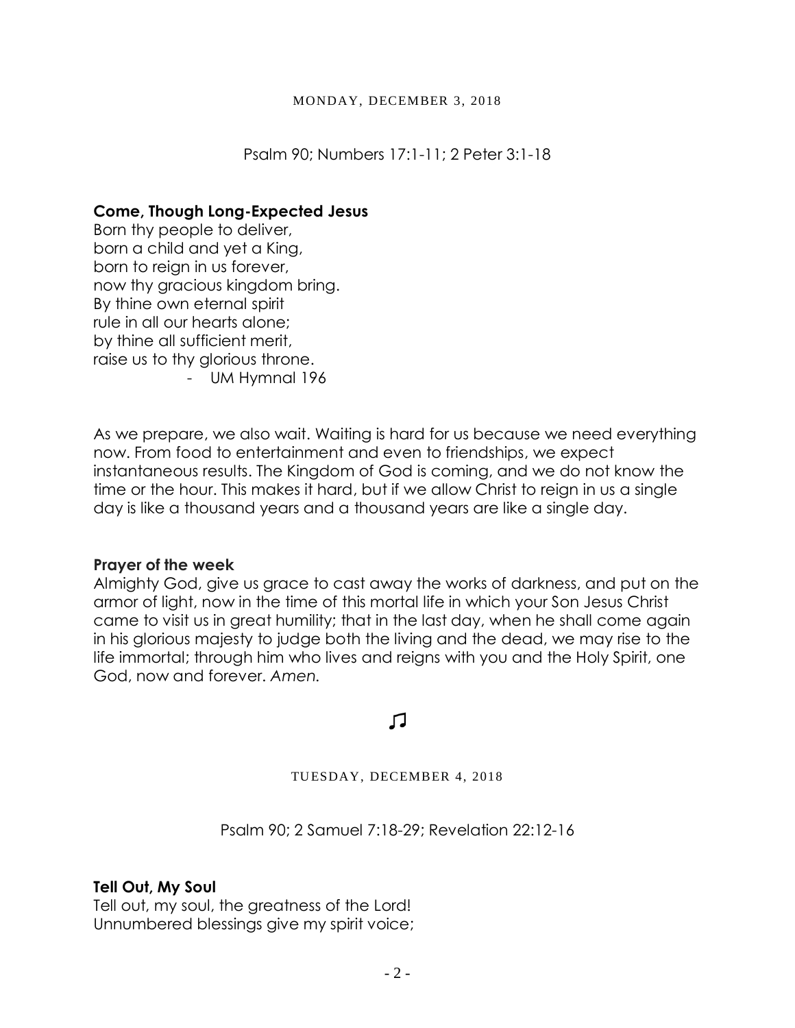MONDAY, DECEMBER 3, 2018

Psalm 90; Numbers 17:1-11; 2 Peter 3:1-18

**Come, Though Long-Expected Jesus**
Born thy people to deliver,
born a child and yet a King,
born to reign in us forever,
now thy gracious kingdom bring.
By thine own eternal spirit
rule in all our hearts alone;
by thine all sufficient merit,
raise us to thy glorious throne.
- UM Hymnal 196

As we prepare, we also wait. Waiting is hard for us because we need everything now. From food to entertainment and even to friendships, we expect instantaneous results. The Kingdom of God is coming, and we do not know the time or the hour. This makes it hard, but if we allow Christ to reign in us a single day is like a thousand years and a thousand years are like a single day.

**Prayer of the week**
Almighty God, give us grace to cast away the works of darkness, and put on the armor of light, now in the time of this mortal life in which your Son Jesus Christ came to visit us in great humility; that in the last day, when he shall come again in his glorious majesty to judge both the living and the dead, we may rise to the life immortal; through him who lives and reigns with you and the Holy Spirit, one God, now and forever. *Amen.*

♫

TUESDAY, DECEMBER 4, 2018

Psalm 90; 2 Samuel 7:18-29; Revelation 22:12-16

**Tell Out, My Soul**
Tell out, my soul, the greatness of the Lord!
Unnumbered blessings give my spirit voice;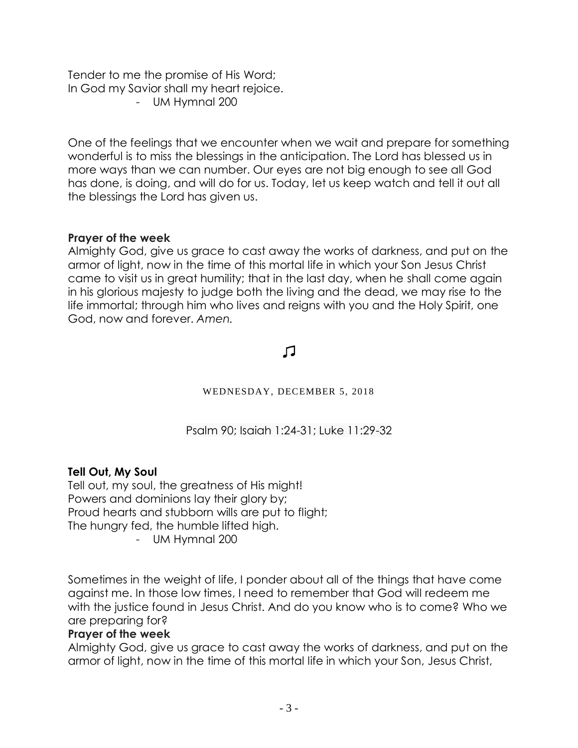Tender to me the promise of His Word;
In God my Savior shall my heart rejoice.

- UM Hymnal 200

One of the feelings that we encounter when we wait and prepare for something wonderful is to miss the blessings in the anticipation. The Lord has blessed us in more ways than we can number. Our eyes are not big enough to see all God has done, is doing, and will do for us. Today, let us keep watch and tell it out all the blessings the Lord has given us.

**Prayer of the week**
Almighty God, give us grace to cast away the works of darkness, and put on the armor of light, now in the time of this mortal life in which your Son Jesus Christ came to visit us in great humility; that in the last day, when he shall come again in his glorious majesty to judge both the living and the dead, we may rise to the life immortal; through him who lives and reigns with you and the Holy Spirit, one God, now and forever. *Amen.*

♫

WEDNESDAY, DECEMBER 5, 2018

Psalm 90; Isaiah 1:24-31; Luke 11:29-32

**Tell Out, My Soul**
Tell out, my soul, the greatness of His might!
Powers and dominions lay their glory by;
Proud hearts and stubborn wills are put to flight;
The hungry fed, the humble lifted high.

- UM Hymnal 200

Sometimes in the weight of life, I ponder about all of the things that have come against me. In those low times, I need to remember that God will redeem me with the justice found in Jesus Christ. And do you know who is to come? Who we are preparing for?

**Prayer of the week**
Almighty God, give us grace to cast away the works of darkness, and put on the armor of light, now in the time of this mortal life in which your Son, Jesus Christ,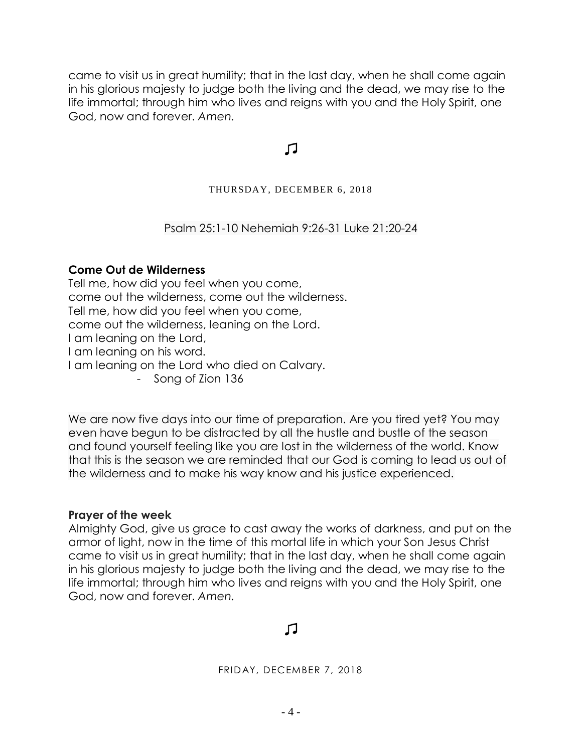came to visit us in great humility; that in the last day, when he shall come again in his glorious majesty to judge both the living and the dead, we may rise to the life immortal; through him who lives and reigns with you and the Holy Spirit, one God, now and forever. *Amen.*

♫

THURSDAY, DECEMBER 6, 2018

Psalm 25:1-10 Nehemiah 9:26-31 Luke 21:20-24

**Come Out de Wilderness**
Tell me, how did you feel when you come,
come out the wilderness, come out the wilderness.
Tell me, how did you feel when you come,
come out the wilderness, leaning on the Lord.
I am leaning on the Lord,
I am leaning on his word.
I am leaning on the Lord who died on Calvary.

- Song of Zion 136

We are now five days into our time of preparation. Are you tired yet? You may even have begun to be distracted by all the hustle and bustle of the season and found yourself feeling like you are lost in the wilderness of the world. Know that this is the season we are reminded that our God is coming to lead us out of the wilderness and to make his way know and his justice experienced.

**Prayer of the week**
Almighty God, give us grace to cast away the works of darkness, and put on the armor of light, now in the time of this mortal life in which your Son Jesus Christ came to visit us in great humility; that in the last day, when he shall come again in his glorious majesty to judge both the living and the dead, we may rise to the life immortal; through him who lives and reigns with you and the Holy Spirit, one God, now and forever. *Amen.*

♫

FRIDAY, DECEMBER 7, 2018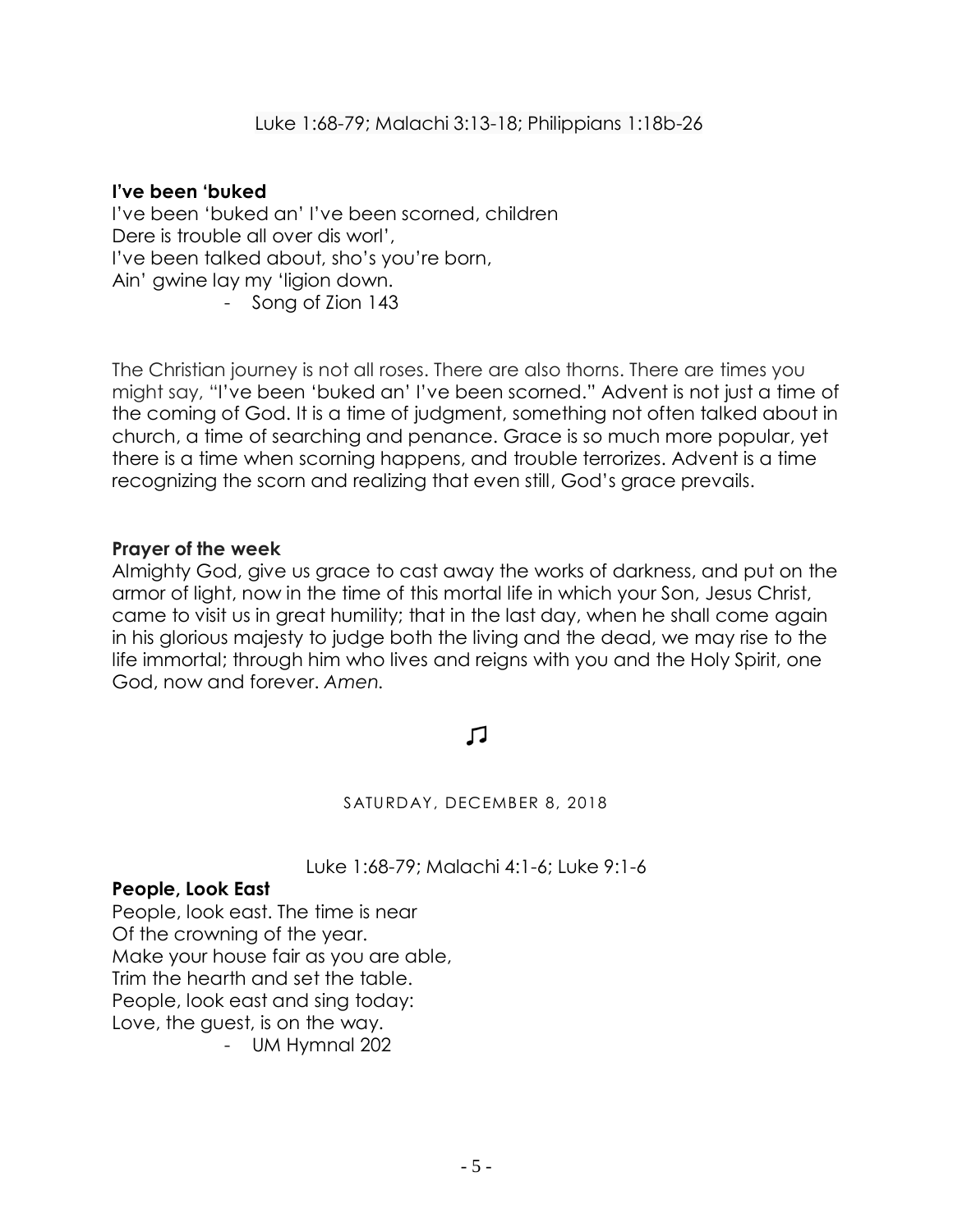Luke 1:68-79; Malachi 3:13-18; Philippians 1:18b-26

**I've been 'buked**

I've been 'buked an' I've been scorned, children
Dere is trouble all over dis worl',
I've been talked about, sho's you're born,
Ain' gwine lay my 'ligion down.

- Song of Zion 143

The Christian journey is not all roses. There are also thorns. There are times you might say, "I've been 'buked an' I've been scorned." Advent is not just a time of the coming of God. It is a time of judgment, something not often talked about in church, a time of searching and penance. Grace is so much more popular, yet there is a time when scorning happens, and trouble terrorizes. Advent is a time recognizing the scorn and realizing that even still, God's grace prevails.

**Prayer of the week**

Almighty God, give us grace to cast away the works of darkness, and put on the armor of light, now in the time of this mortal life in which your Son, Jesus Christ, came to visit us in great humility; that in the last day, when he shall come again in his glorious majesty to judge both the living and the dead, we may rise to the life immortal; through him who lives and reigns with you and the Holy Spirit, one God, now and forever. *Amen.*

♫

SATURDAY, DECEMBER 8, 2018

Luke 1:68-79; Malachi 4:1-6; Luke 9:1-6

**People, Look East**

People, look east. The time is near
Of the crowning of the year.
Make your house fair as you are able,
Trim the hearth and set the table.
People, look east and sing today:
Love, the guest, is on the way.

- UM Hymnal 202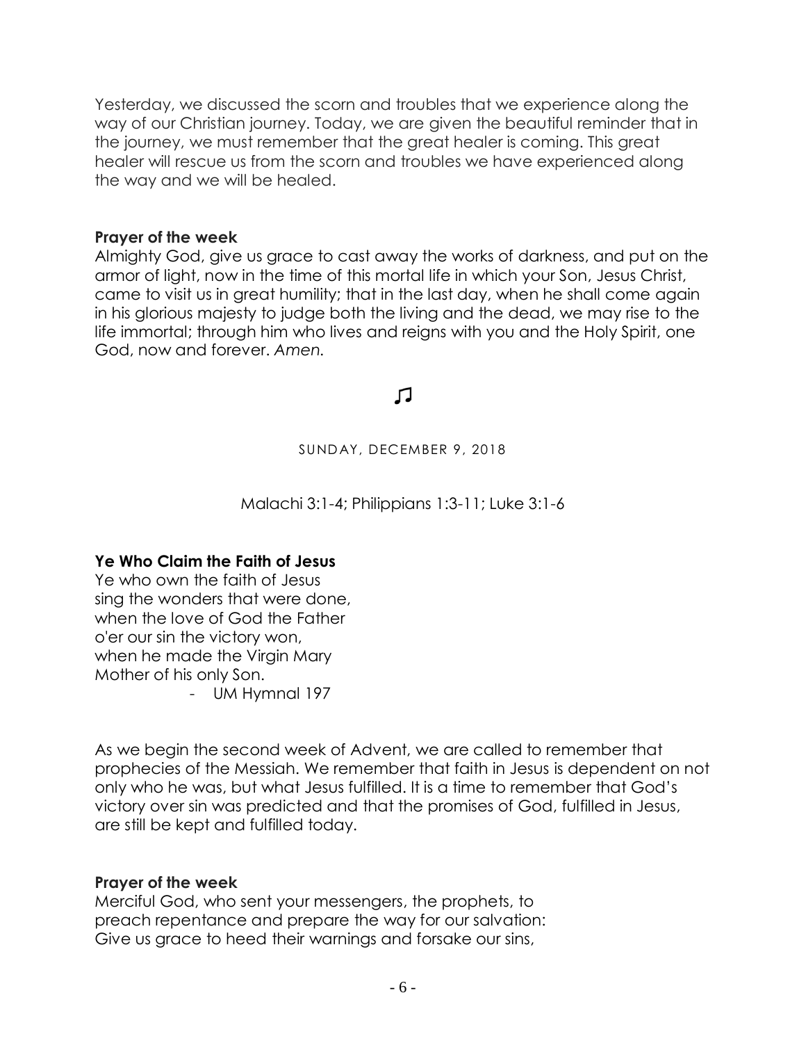Yesterday, we discussed the scorn and troubles that we experience along the way of our Christian journey. Today, we are given the beautiful reminder that in the journey, we must remember that the great healer is coming. This great healer will rescue us from the scorn and troubles we have experienced along the way and we will be healed.

**Prayer of the week**
Almighty God, give us grace to cast away the works of darkness, and put on the armor of light, now in the time of this mortal life in which your Son, Jesus Christ, came to visit us in great humility; that in the last day, when he shall come again in his glorious majesty to judge both the living and the dead, we may rise to the life immortal; through him who lives and reigns with you and the Holy Spirit, one God, now and forever. *Amen.*

♫

SUNDAY, DECEMBER 9, 2018

Malachi 3:1-4; Philippians 1:3-11; Luke 3:1-6

**Ye Who Claim the Faith of Jesus**
Ye who own the faith of Jesus
sing the wonders that were done,
when the love of God the Father
o'er our sin the victory won,
when he made the Virgin Mary
Mother of his only Son.

- UM Hymnal 197

As we begin the second week of Advent, we are called to remember that prophecies of the Messiah. We remember that faith in Jesus is dependent on not only who he was, but what Jesus fulfilled. It is a time to remember that God's victory over sin was predicted and that the promises of God, fulfilled in Jesus, are still be kept and fulfilled today.

**Prayer of the week**
Merciful God, who sent your messengers, the prophets, to preach repentance and prepare the way for our salvation: Give us grace to heed their warnings and forsake our sins,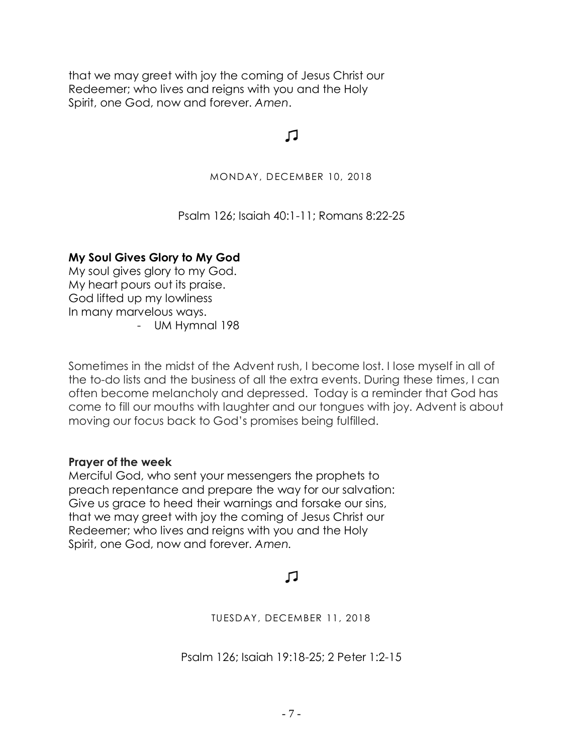that we may greet with joy the coming of Jesus Christ our Redeemer; who lives and reigns with you and the Holy Spirit, one God, now and forever. *Amen*.

♫

MONDAY, DECEMBER 10, 2018

Psalm 126; Isaiah 40:1-11; Romans 8:22-25

**My Soul Gives Glory to My God**
My soul gives glory to my God.
My heart pours out its praise.
God lifted up my lowliness
In many marvelous ways.
- UM Hymnal 198

Sometimes in the midst of the Advent rush, I become lost. I lose myself in all of the to-do lists and the business of all the extra events. During these times, I can often become melancholy and depressed. Today is a reminder that God has come to fill our mouths with laughter and our tongues with joy. Advent is about moving our focus back to God's promises being fulfilled.

**Prayer of the week**
Merciful God, who sent your messengers the prophets to preach repentance and prepare the way for our salvation: Give us grace to heed their warnings and forsake our sins, that we may greet with joy the coming of Jesus Christ our Redeemer; who lives and reigns with you and the Holy Spirit, one God, now and forever. *Amen.*

♫

TUESDAY, DECEMBER 11, 2018

Psalm 126; Isaiah 19:18-25; 2 Peter 1:2-15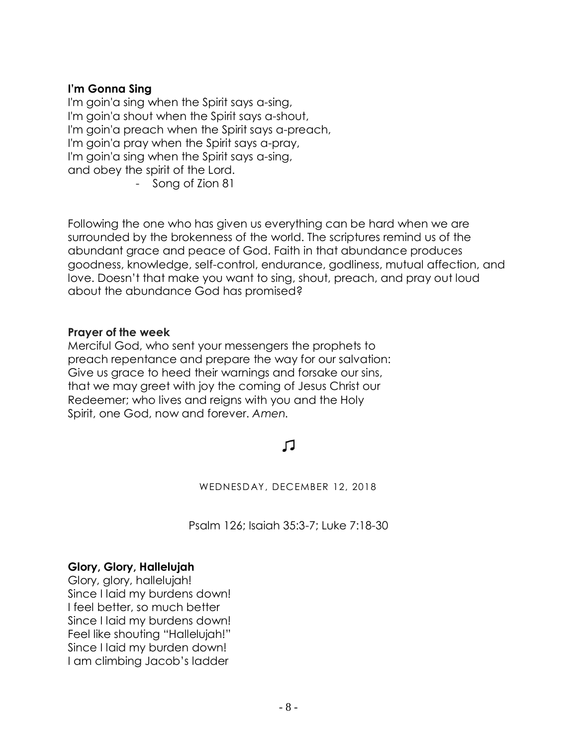**I'm Gonna Sing**

I'm goin'a sing when the Spirit says a-sing,
I'm goin'a shout when the Spirit says a-shout,
I'm goin'a preach when the Spirit says a-preach,
I'm goin'a pray when the Spirit says a-pray,
I'm goin'a sing when the Spirit says a-sing,
and obey the spirit of the Lord.

- Song of Zion 81

Following the one who has given us everything can be hard when we are surrounded by the brokenness of the world. The scriptures remind us of the abundant grace and peace of God. Faith in that abundance produces goodness, knowledge, self-control, endurance, godliness, mutual affection, and love. Doesn't that make you want to sing, shout, preach, and pray out loud about the abundance God has promised?

**Prayer of the week**

Merciful God, who sent your messengers the prophets to preach repentance and prepare the way for our salvation: Give us grace to heed their warnings and forsake our sins, that we may greet with joy the coming of Jesus Christ our Redeemer; who lives and reigns with you and the Holy Spirit, one God, now and forever. *Amen.*

♫

WEDNESDAY, DECEMBER 12, 2018

Psalm 126; Isaiah 35:3-7; Luke 7:18-30

**Glory, Glory, Hallelujah**

Glory, glory, hallelujah!
Since I laid my burdens down!
I feel better, so much better
Since I laid my burdens down!
Feel like shouting "Hallelujah!"
Since I laid my burden down!
I am climbing Jacob's ladder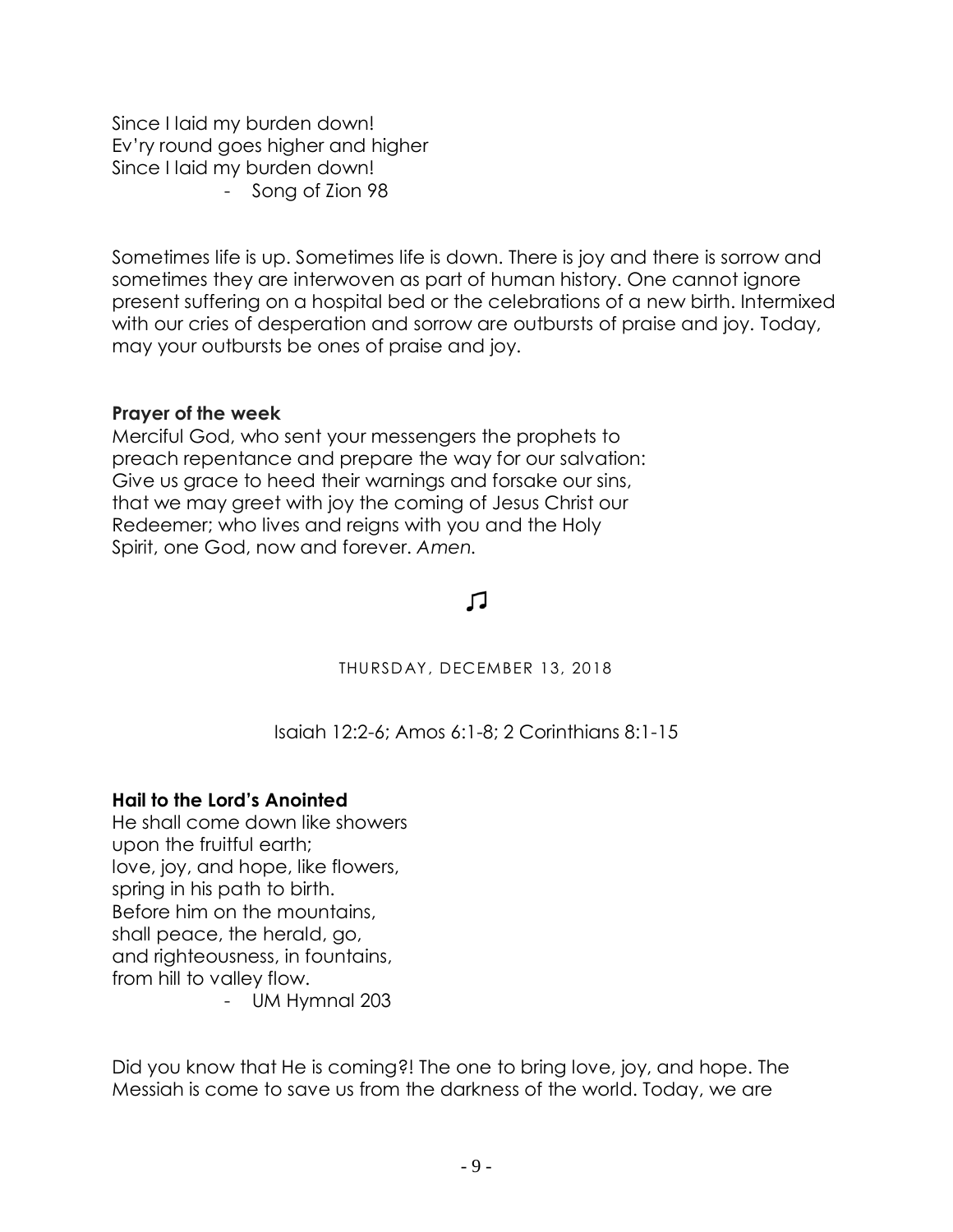Since I laid my burden down!
Ev'ry round goes higher and higher
Since I laid my burden down!
- Song of Zion 98

Sometimes life is up. Sometimes life is down. There is joy and there is sorrow and sometimes they are interwoven as part of human history. One cannot ignore present suffering on a hospital bed or the celebrations of a new birth. Intermixed with our cries of desperation and sorrow are outbursts of praise and joy. Today, may your outbursts be ones of praise and joy.

**Prayer of the week**
Merciful God, who sent your messengers the prophets to preach repentance and prepare the way for our salvation: Give us grace to heed their warnings and forsake our sins, that we may greet with joy the coming of Jesus Christ our Redeemer; who lives and reigns with you and the Holy Spirit, one God, now and forever. *Amen.*

♫

THURSDAY, DECEMBER 13, 2018

Isaiah 12:2-6; Amos 6:1-8; 2 Corinthians 8:1-15

**Hail to the Lord's Anointed**
He shall come down like showers
upon the fruitful earth;
love, joy, and hope, like flowers,
spring in his path to birth.
Before him on the mountains,
shall peace, the herald, go,
and righteousness, in fountains,
from hill to valley flow.
- UM Hymnal 203

Did you know that He is coming?! The one to bring love, joy, and hope. The Messiah is come to save us from the darkness of the world. Today, we are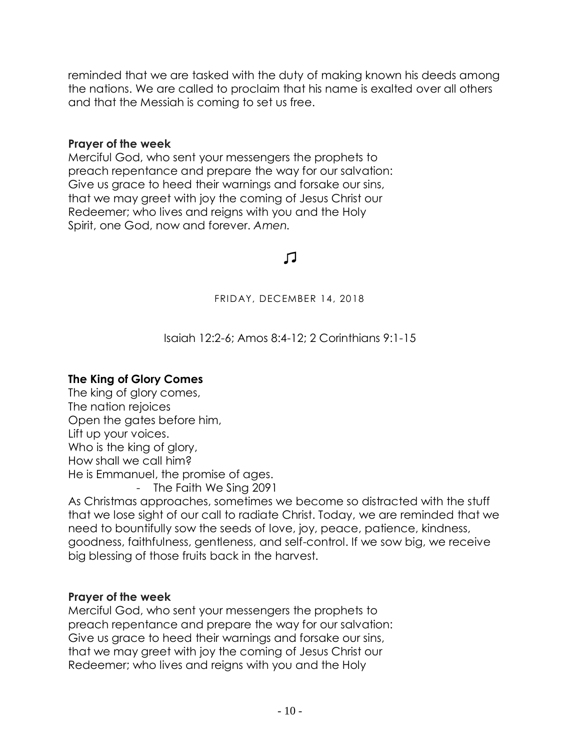reminded that we are tasked with the duty of making known his deeds among the nations. We are called to proclaim that his name is exalted over all others and that the Messiah is coming to set us free.

**Prayer of the week**

Merciful God, who sent your messengers the prophets to preach repentance and prepare the way for our salvation: Give us grace to heed their warnings and forsake our sins, that we may greet with joy the coming of Jesus Christ our Redeemer; who lives and reigns with you and the Holy Spirit, one God, now and forever. *Amen.*

♫

FRIDAY, DECEMBER 14, 2018

Isaiah 12:2-6; Amos 8:4-12; 2 Corinthians 9:1-15

**The King of Glory Comes**

The king of glory comes,
The nation rejoices
Open the gates before him,
Lift up your voices.
Who is the king of glory,
How shall we call him?
He is Emmanuel, the promise of ages.

- The Faith We Sing 2091

As Christmas approaches, sometimes we become so distracted with the stuff that we lose sight of our call to radiate Christ. Today, we are reminded that we need to bountifully sow the seeds of love, joy, peace, patience, kindness, goodness, faithfulness, gentleness, and self-control. If we sow big, we receive big blessing of those fruits back in the harvest.

**Prayer of the week**

Merciful God, who sent your messengers the prophets to preach repentance and prepare the way for our salvation: Give us grace to heed their warnings and forsake our sins, that we may greet with joy the coming of Jesus Christ our Redeemer; who lives and reigns with you and the Holy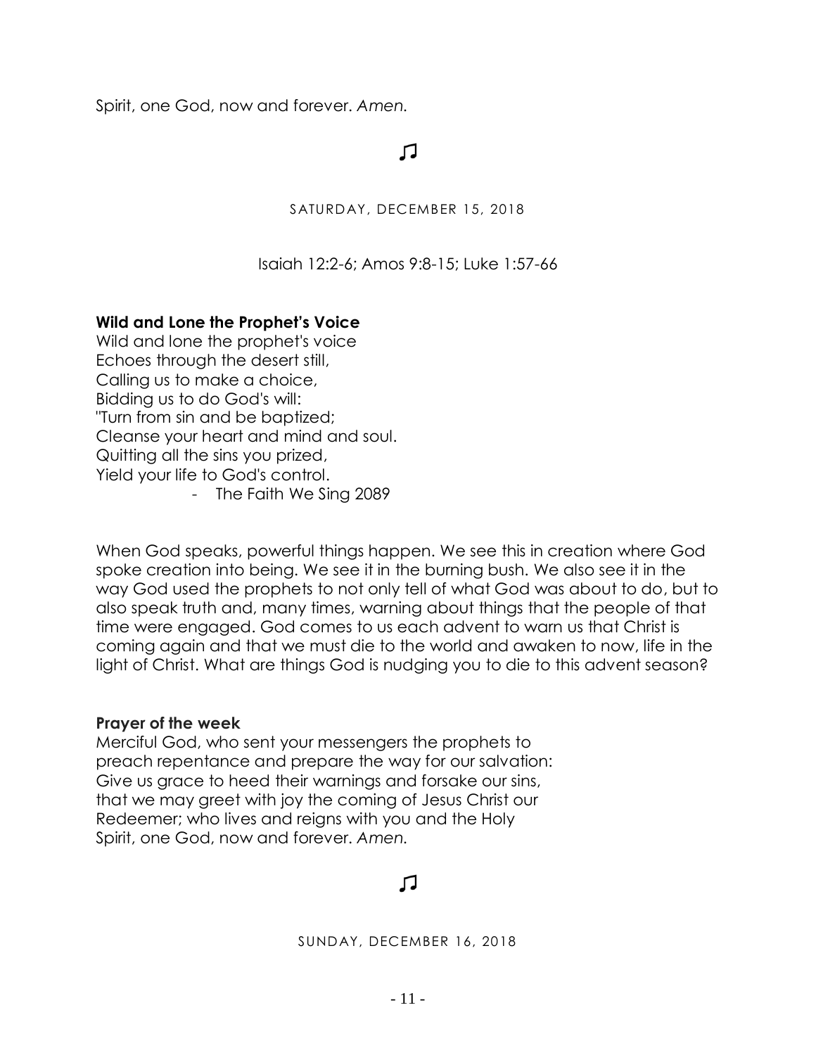Spirit, one God, now and forever. *Amen.*

♫

SATURDAY, DECEMBER 15, 2018

Isaiah 12:2-6; Amos 9:8-15; Luke 1:57-66

**Wild and Lone the Prophet's Voice**
Wild and lone the prophet's voice
Echoes through the desert still,
Calling us to make a choice,
Bidding us to do God's will:
"Turn from sin and be baptized;
Cleanse your heart and mind and soul.
Quitting all the sins you prized,
Yield your life to God's control.
- The Faith We Sing 2089

When God speaks, powerful things happen. We see this in creation where God spoke creation into being. We see it in the burning bush. We also see it in the way God used the prophets to not only tell of what God was about to do, but to also speak truth and, many times, warning about things that the people of that time were engaged. God comes to us each advent to warn us that Christ is coming again and that we must die to the world and awaken to now, life in the light of Christ. What are things God is nudging you to die to this advent season?

**Prayer of the week**
Merciful God, who sent your messengers the prophets to preach repentance and prepare the way for our salvation: Give us grace to heed their warnings and forsake our sins, that we may greet with joy the coming of Jesus Christ our Redeemer; who lives and reigns with you and the Holy Spirit, one God, now and forever. *Amen.*

♫

SUNDAY, DECEMBER 16, 2018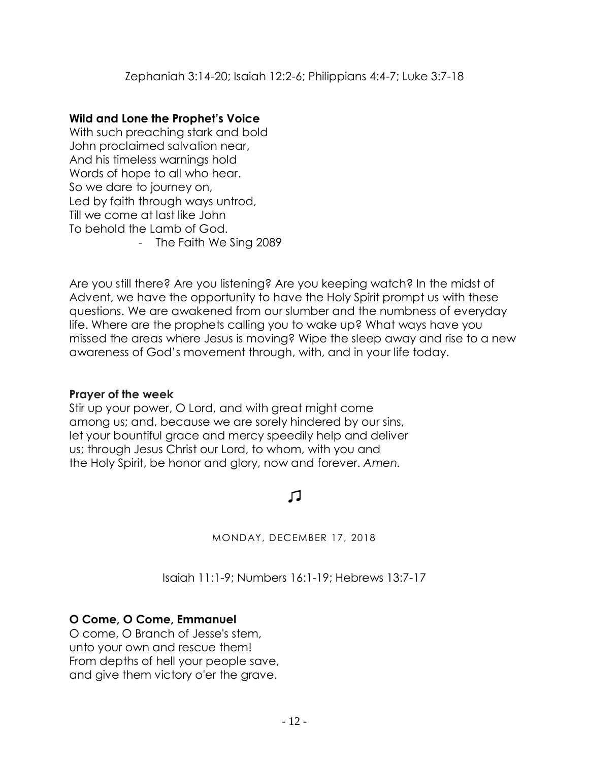Zephaniah 3:14-20; Isaiah 12:2-6; Philippians 4:4-7; Luke 3:7-18

**Wild and Lone the Prophet's Voice**
With such preaching stark and bold
John proclaimed salvation near,
And his timeless warnings hold
Words of hope to all who hear.
So we dare to journey on,
Led by faith through ways untrod,
Till we come at last like John
To behold the Lamb of God.

- The Faith We Sing 2089

Are you still there? Are you listening? Are you keeping watch? In the midst of Advent, we have the opportunity to have the Holy Spirit prompt us with these questions. We are awakened from our slumber and the numbness of everyday life. Where are the prophets calling you to wake up? What ways have you missed the areas where Jesus is moving? Wipe the sleep away and rise to a new awareness of God's movement through, with, and in your life today.

**Prayer of the week**
Stir up your power, O Lord, and with great might come among us; and, because we are sorely hindered by our sins, let your bountiful grace and mercy speedily help and deliver us; through Jesus Christ our Lord, to whom, with you and the Holy Spirit, be honor and glory, now and forever. *Amen.*

♫

MONDAY, DECEMBER 17, 2018

Isaiah 11:1-9; Numbers 16:1-19; Hebrews 13:7-17

**O Come, O Come, Emmanuel**
O come, O Branch of Jesse's stem,
unto your own and rescue them!
From depths of hell your people save,
and give them victory o'er the grave.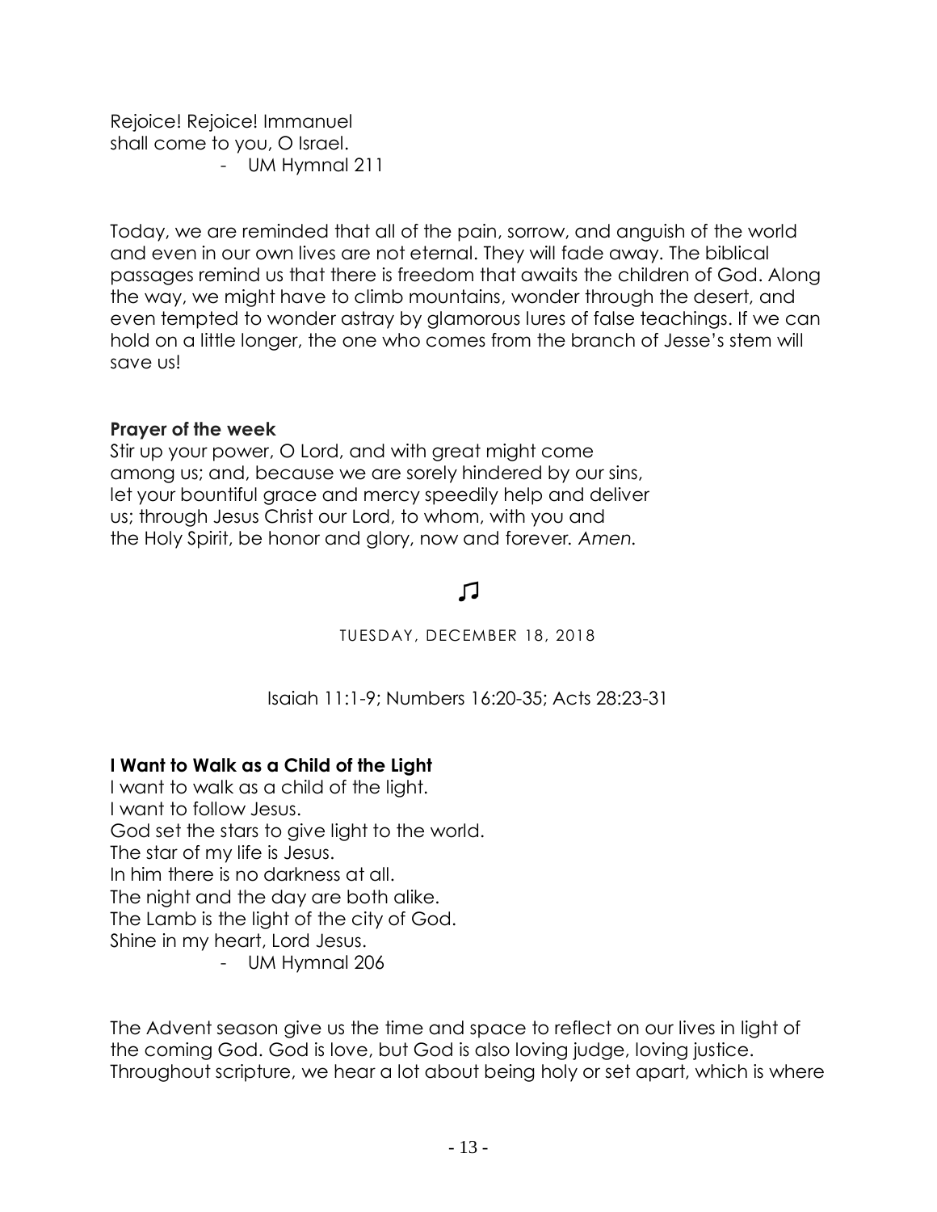Rejoice! Rejoice! Immanuel
shall come to you, O Israel.
- UM Hymnal 211

Today, we are reminded that all of the pain, sorrow, and anguish of the world and even in our own lives are not eternal. They will fade away. The biblical passages remind us that there is freedom that awaits the children of God. Along the way, we might have to climb mountains, wonder through the desert, and even tempted to wonder astray by glamorous lures of false teachings. If we can hold on a little longer, the one who comes from the branch of Jesse's stem will save us!

**Prayer of the week**
Stir up your power, O Lord, and with great might come among us; and, because we are sorely hindered by our sins, let your bountiful grace and mercy speedily help and deliver us; through Jesus Christ our Lord, to whom, with you and the Holy Spirit, be honor and glory, now and forever. *Amen.*

♫

TUESDAY, DECEMBER 18, 2018

Isaiah 11:1-9; Numbers 16:20-35; Acts 28:23-31

**I Want to Walk as a Child of the Light**
I want to walk as a child of the light.
I want to follow Jesus.
God set the stars to give light to the world.
The star of my life is Jesus.
In him there is no darkness at all.
The night and the day are both alike.
The Lamb is the light of the city of God.
Shine in my heart, Lord Jesus.
- UM Hymnal 206

The Advent season give us the time and space to reflect on our lives in light of the coming God. God is love, but God is also loving judge, loving justice. Throughout scripture, we hear a lot about being holy or set apart, which is where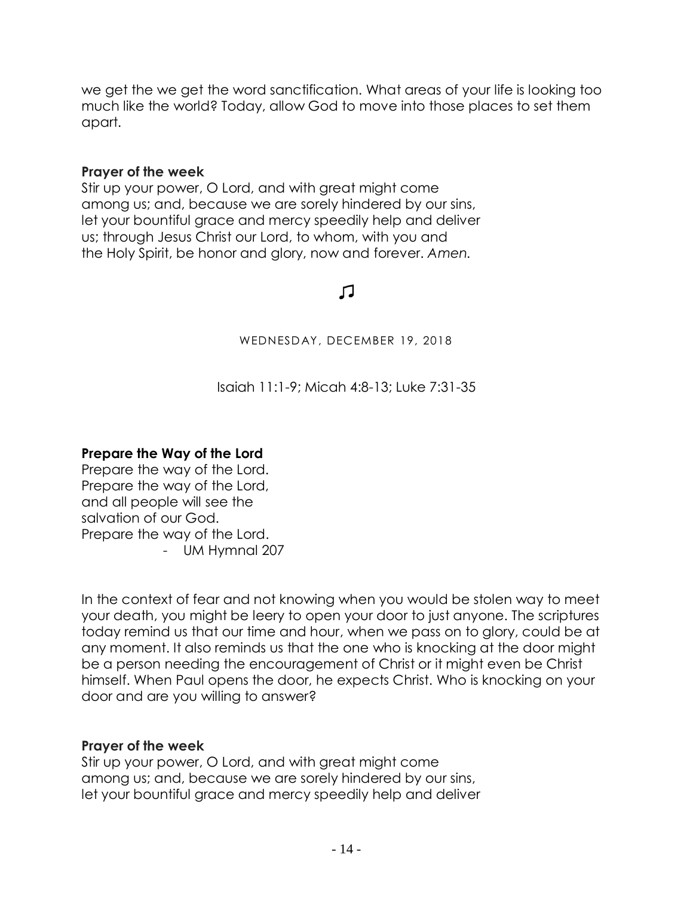we get the we get the word sanctification. What areas of your life is looking too much like the world? Today, allow God to move into those places to set them apart.

**Prayer of the week**

Stir up your power, O Lord, and with great might come among us; and, because we are sorely hindered by our sins, let your bountiful grace and mercy speedily help and deliver us; through Jesus Christ our Lord, to whom, with you and the Holy Spirit, be honor and glory, now and forever. *Amen.*

♫

WEDNESDAY, DECEMBER 19, 2018

Isaiah 11:1-9; Micah 4:8-13; Luke 7:31-35

**Prepare the Way of the Lord**

Prepare the way of the Lord.
Prepare the way of the Lord,
and all people will see the
salvation of our God.
Prepare the way of the Lord.

- UM Hymnal 207

In the context of fear and not knowing when you would be stolen way to meet your death, you might be leery to open your door to just anyone. The scriptures today remind us that our time and hour, when we pass on to glory, could be at any moment. It also reminds us that the one who is knocking at the door might be a person needing the encouragement of Christ or it might even be Christ himself. When Paul opens the door, he expects Christ. Who is knocking on your door and are you willing to answer?

**Prayer of the week**

Stir up your power, O Lord, and with great might come among us; and, because we are sorely hindered by our sins, let your bountiful grace and mercy speedily help and deliver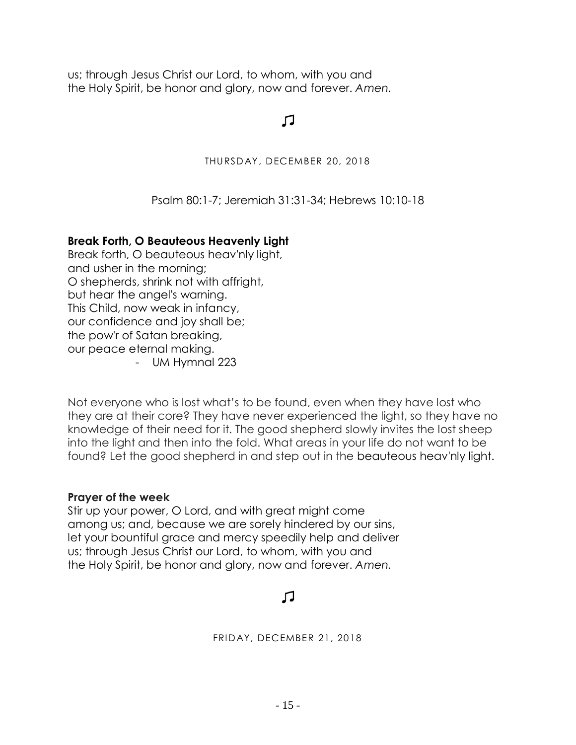us; through Jesus Christ our Lord, to whom, with you and the Holy Spirit, be honor and glory, now and forever. *Amen.*

♫

THURSDAY, DECEMBER 20, 2018

Psalm 80:1-7; Jeremiah 31:31-34; Hebrews 10:10-18

**Break Forth, O Beauteous Heavenly Light**

Break forth, O beauteous heav'nly light,
and usher in the morning;
O shepherds, shrink not with affright,
but hear the angel's warning.
This Child, now weak in infancy,
our confidence and joy shall be;
the pow'r of Satan breaking,
our peace eternal making.

- UM Hymnal 223

Not everyone who is lost what's to be found, even when they have lost who they are at their core? They have never experienced the light, so they have no knowledge of their need for it. The good shepherd slowly invites the lost sheep into the light and then into the fold. What areas in your life do not want to be found? Let the good shepherd in and step out in the beauteous heav'nly light.

**Prayer of the week**

Stir up your power, O Lord, and with great might come among us; and, because we are sorely hindered by our sins, let your bountiful grace and mercy speedily help and deliver us; through Jesus Christ our Lord, to whom, with you and the Holy Spirit, be honor and glory, now and forever. *Amen.*

♫

FRIDAY, DECEMBER 21, 2018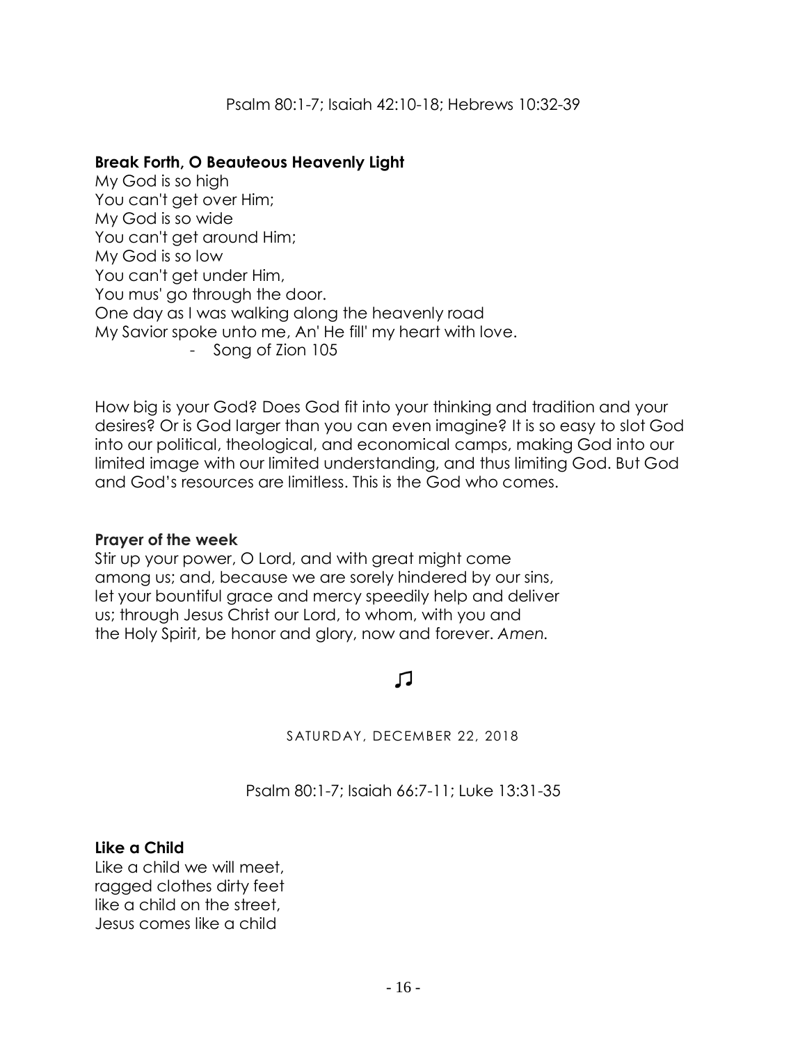Psalm 80:1-7; Isaiah 42:10-18; Hebrews 10:32-39

**Break Forth, O Beauteous Heavenly Light**

My God is so high  
You can't get over Him;  
My God is so wide  
You can't get around Him;  
My God is so low  
You can't get under Him,  
You mus' go through the door.  
One day as I was walking along the heavenly road  
My Savior spoke unto me, An' He fill' my heart with love.

- Song of Zion 105

How big is your God? Does God fit into your thinking and tradition and your desires? Or is God larger than you can even imagine? It is so easy to slot God into our political, theological, and economical camps, making God into our limited image with our limited understanding, and thus limiting God. But God and God's resources are limitless. This is the God who comes.

**Prayer of the week**

Stir up your power, O Lord, and with great might come among us; and, because we are sorely hindered by our sins, let your bountiful grace and mercy speedily help and deliver us; through Jesus Christ our Lord, to whom, with you and the Holy Spirit, be honor and glory, now and forever. *Amen.*

♫

SATURDAY, DECEMBER 22, 2018

Psalm 80:1-7; Isaiah 66:7-11; Luke 13:31-35

**Like a Child**

Like a child we will meet,  
ragged clothes dirty feet  
like a child on the street,  
Jesus comes like a child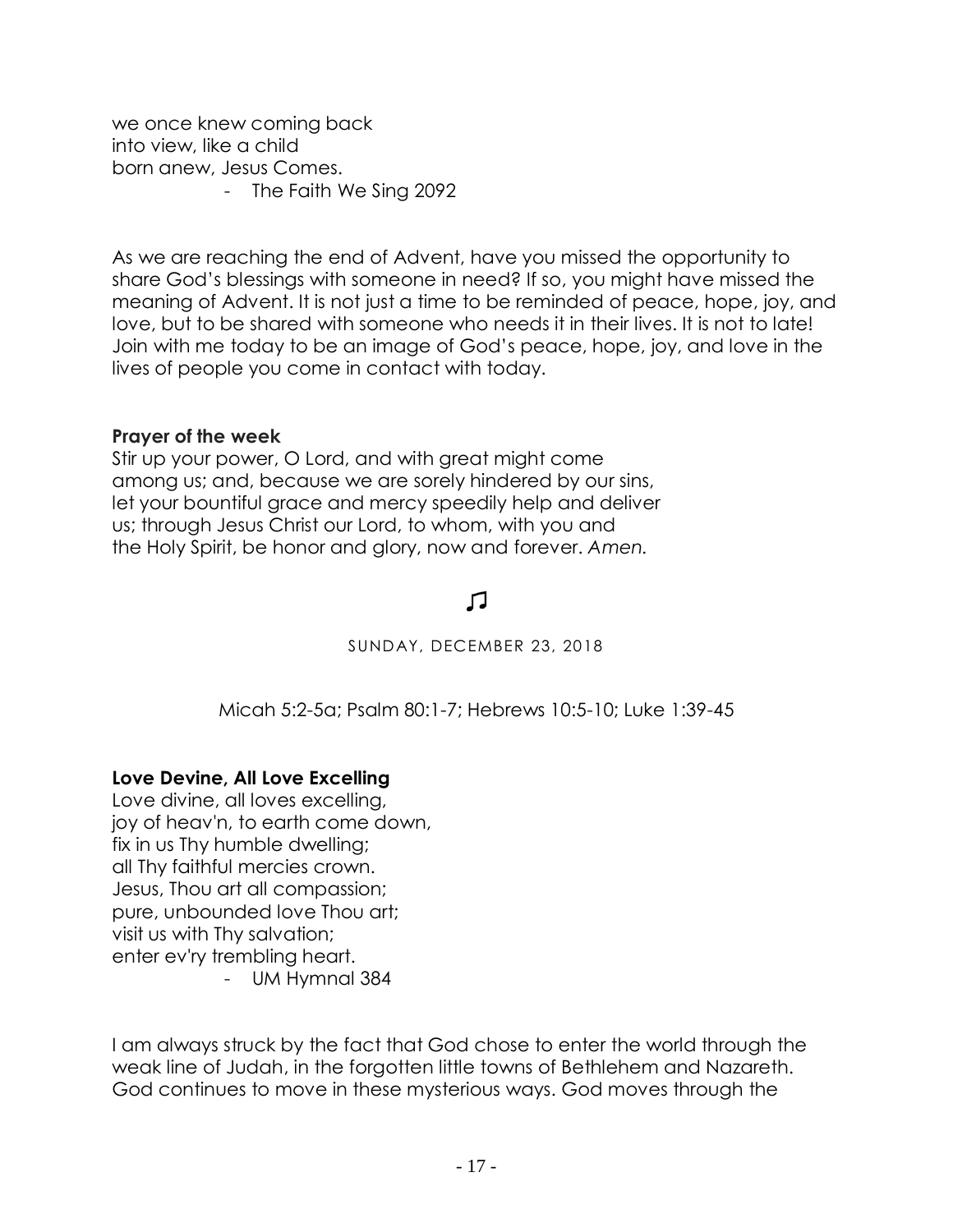we once knew coming back
into view, like a child
born anew, Jesus Comes.

- The Faith We Sing 2092

As we are reaching the end of Advent, have you missed the opportunity to share God's blessings with someone in need? If so, you might have missed the meaning of Advent. It is not just a time to be reminded of peace, hope, joy, and love, but to be shared with someone who needs it in their lives. It is not to late! Join with me today to be an image of God's peace, hope, joy, and love in the lives of people you come in contact with today.

**Prayer of the week**

Stir up your power, O Lord, and with great might come
among us; and, because we are sorely hindered by our sins,
let your bountiful grace and mercy speedily help and deliver
us; through Jesus Christ our Lord, to whom, with you and
the Holy Spirit, be honor and glory, now and forever. *Amen.*

♫

SUNDAY, DECEMBER 23, 2018

Micah 5:2-5a; Psalm 80:1-7; Hebrews 10:5-10; Luke 1:39-45

**Love Devine, All Love Excelling**

Love divine, all loves excelling,
joy of heav'n, to earth come down,
fix in us Thy humble dwelling;
all Thy faithful mercies crown.
Jesus, Thou art all compassion;
pure, unbounded love Thou art;
visit us with Thy salvation;
enter ev'ry trembling heart.

- UM Hymnal 384

I am always struck by the fact that God chose to enter the world through the weak line of Judah, in the forgotten little towns of Bethlehem and Nazareth. God continues to move in these mysterious ways. God moves through the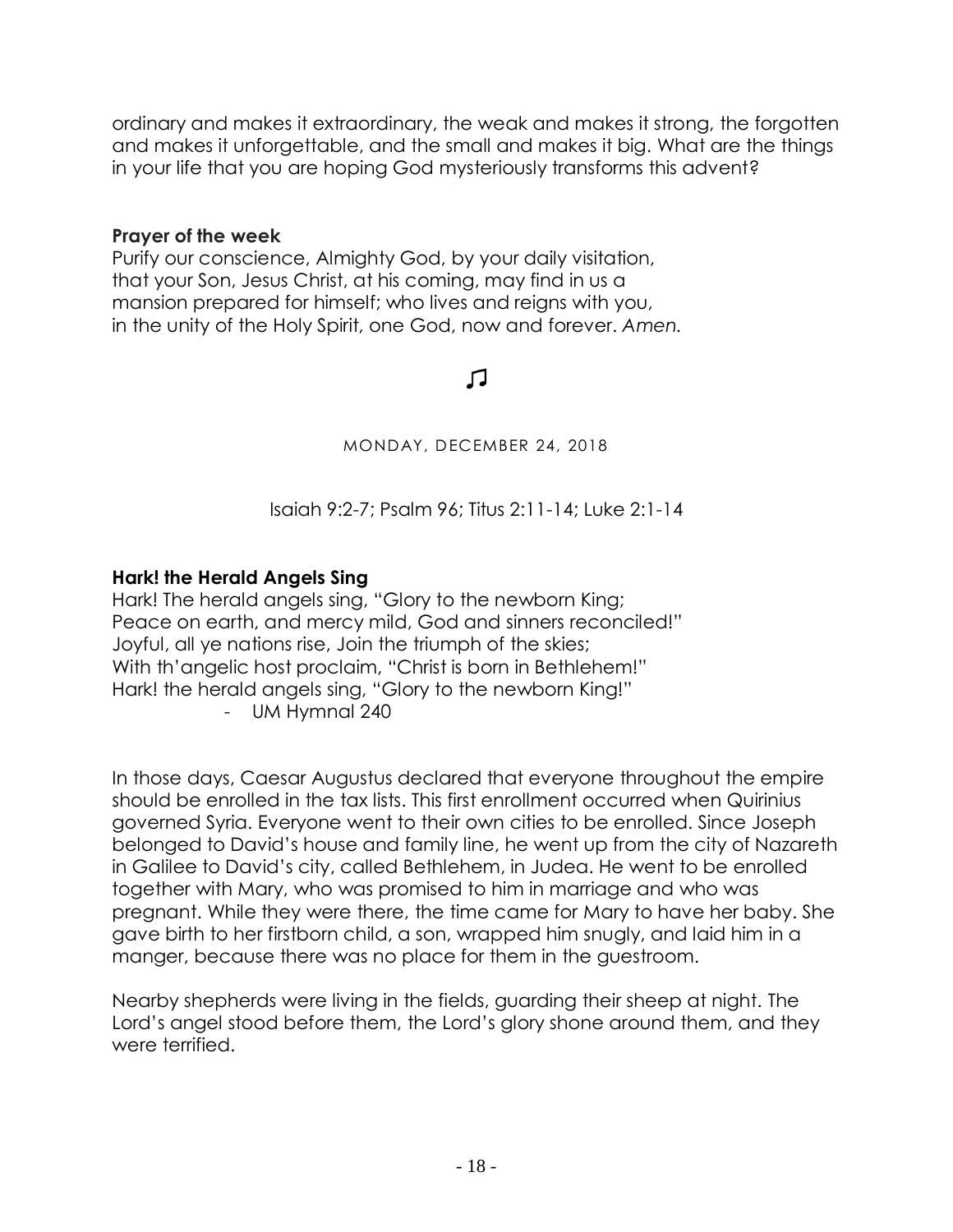ordinary and makes it extraordinary, the weak and makes it strong, the forgotten and makes it unforgettable, and the small and makes it big. What are the things in your life that you are hoping God mysteriously transforms this advent?

**Prayer of the week**
Purify our conscience, Almighty God, by your daily visitation, that your Son, Jesus Christ, at his coming, may find in us a mansion prepared for himself; who lives and reigns with you, in the unity of the Holy Spirit, one God, now and forever. *Amen.*

♫

MONDAY, DECEMBER 24, 2018

Isaiah 9:2-7; Psalm 96; Titus 2:11-14; Luke 2:1-14

**Hark! the Herald Angels Sing**
Hark! The herald angels sing, "Glory to the newborn King;
Peace on earth, and mercy mild, God and sinners reconciled!"
Joyful, all ye nations rise, Join the triumph of the skies;
With th'angelic host proclaim, "Christ is born in Bethlehem!"
Hark! the herald angels sing, "Glory to the newborn King!"
- UM Hymnal 240

In those days, Caesar Augustus declared that everyone throughout the empire should be enrolled in the tax lists. This first enrollment occurred when Quirinius governed Syria. Everyone went to their own cities to be enrolled. Since Joseph belonged to David's house and family line, he went up from the city of Nazareth in Galilee to David's city, called Bethlehem, in Judea. He went to be enrolled together with Mary, who was promised to him in marriage and who was pregnant. While they were there, the time came for Mary to have her baby. She gave birth to her firstborn child, a son, wrapped him snugly, and laid him in a manger, because there was no place for them in the guestroom.

Nearby shepherds were living in the fields, guarding their sheep at night. The Lord's angel stood before them, the Lord's glory shone around them, and they were terrified.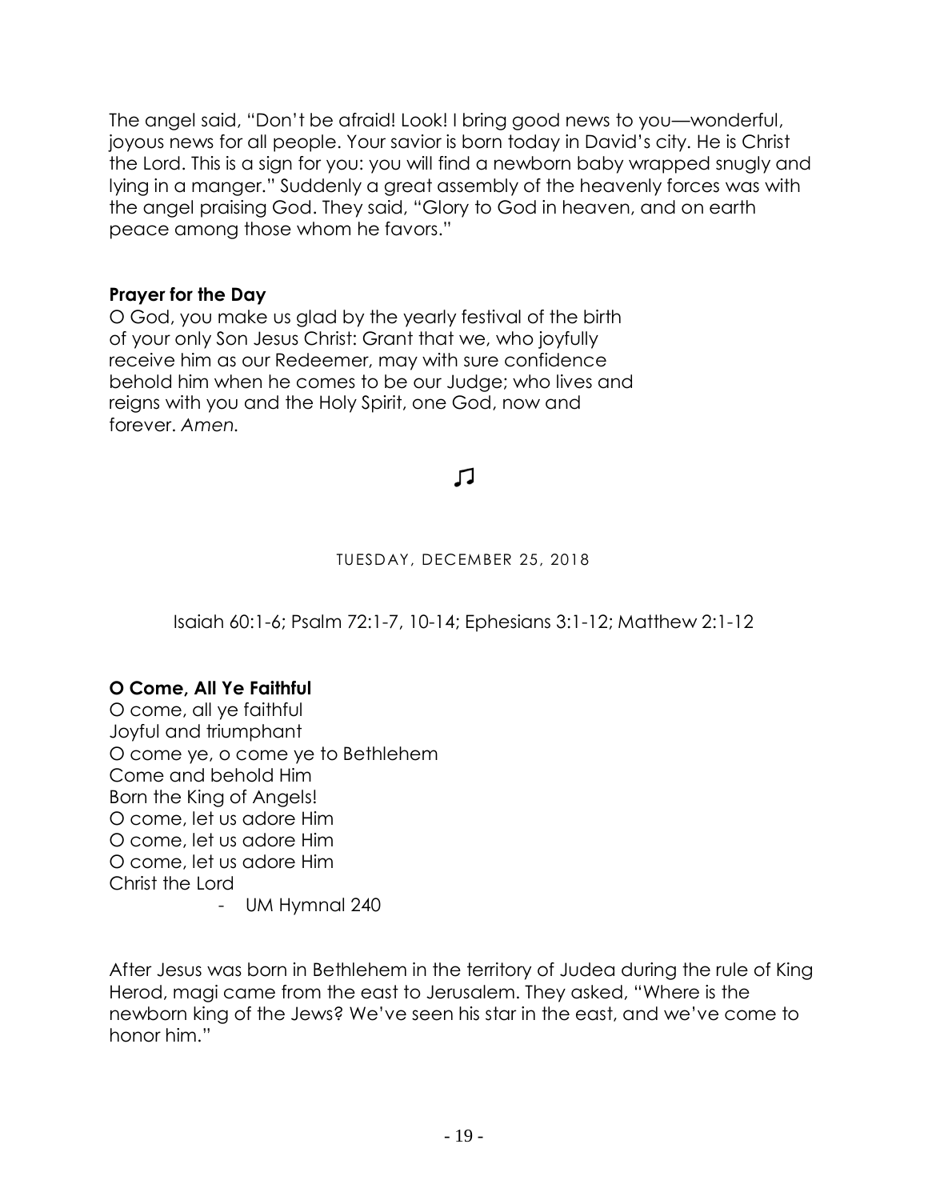The angel said, "Don't be afraid! Look! I bring good news to you—wonderful, joyous news for all people. Your savior is born today in David's city. He is Christ the Lord. This is a sign for you: you will find a newborn baby wrapped snugly and lying in a manger." Suddenly a great assembly of the heavenly forces was with the angel praising God. They said, "Glory to God in heaven, and on earth peace among those whom he favors."

**Prayer for the Day**
O God, you make us glad by the yearly festival of the birth of your only Son Jesus Christ: Grant that we, who joyfully receive him as our Redeemer, may with sure confidence behold him when he comes to be our Judge; who lives and reigns with you and the Holy Spirit, one God, now and forever. *Amen.*

♫

TUESDAY, DECEMBER 25, 2018

Isaiah 60:1-6; Psalm 72:1-7, 10-14; Ephesians 3:1-12; Matthew 2:1-12

**O Come, All Ye Faithful**
O come, all ye faithful
Joyful and triumphant
O come ye, o come ye to Bethlehem
Come and behold Him
Born the King of Angels!
O come, let us adore Him
O come, let us adore Him
O come, let us adore Him
Christ the Lord
- UM Hymnal 240

After Jesus was born in Bethlehem in the territory of Judea during the rule of King Herod, magi came from the east to Jerusalem. They asked, "Where is the newborn king of the Jews? We've seen his star in the east, and we've come to honor him."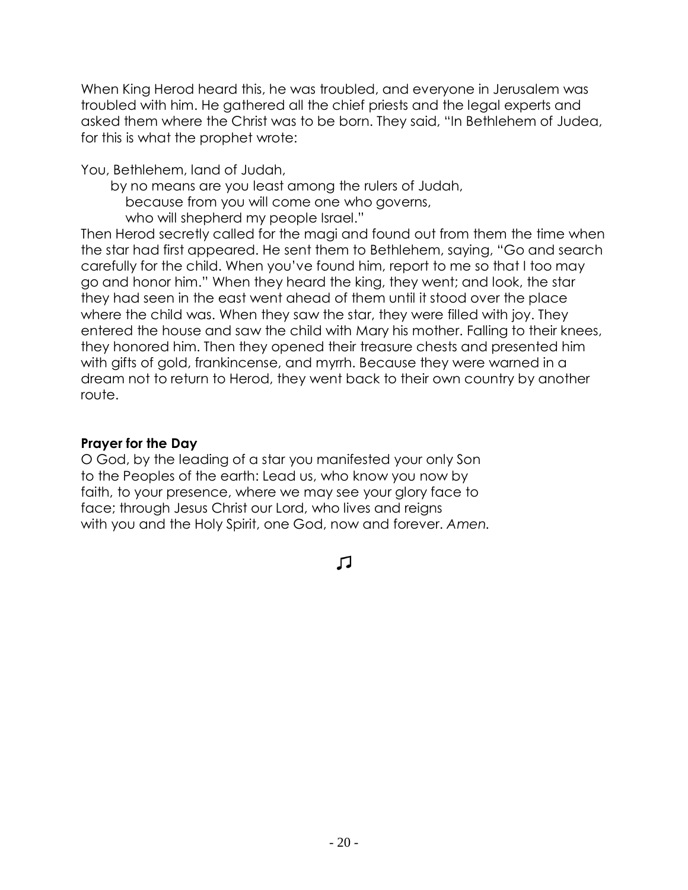When King Herod heard this, he was troubled, and everyone in Jerusalem was troubled with him. He gathered all the chief priests and the legal experts and asked them where the Christ was to be born. They said, "In Bethlehem of Judea, for this is what the prophet wrote:

You, Bethlehem, land of Judah,
 by no means are you least among the rulers of Judah,
 because from you will come one who governs,
 who will shepherd my people Israel."

Then Herod secretly called for the magi and found out from them the time when the star had first appeared. He sent them to Bethlehem, saying, "Go and search carefully for the child. When you've found him, report to me so that I too may go and honor him." When they heard the king, they went; and look, the star they had seen in the east went ahead of them until it stood over the place where the child was. When they saw the star, they were filled with joy. They entered the house and saw the child with Mary his mother. Falling to their knees, they honored him. Then they opened their treasure chests and presented him with gifts of gold, frankincense, and myrrh. Because they were warned in a dream not to return to Herod, they went back to their own country by another route.

**Prayer for the Day**

O God, by the leading of a star you manifested your only Son to the Peoples of the earth: Lead us, who know you now by faith, to your presence, where we may see your glory face to face; through Jesus Christ our Lord, who lives and reigns with you and the Holy Spirit, one God, now and forever. *Amen.*

♫